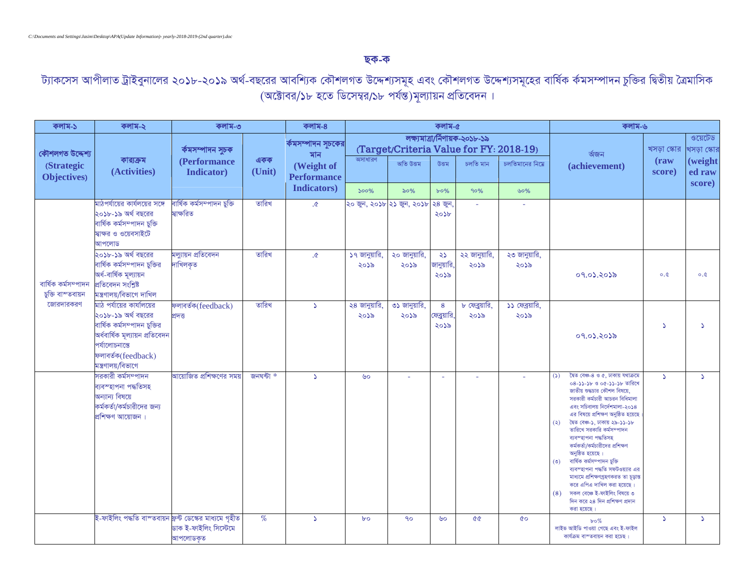C:\Documents and Settings\Jasim\Desktop\APA(Update Information)- yearly-2018-2019-(2nd quarter).doc

## ছক-ক

## ট্যাকসেস আপীলাত ট্রাইবুনালের ২০১৮-২০১৯ অর্থ-বছরের আবশ্যিক কৌশলগত উদ্দেশ্যসমূহ এবং কৌশলগত উদ্দেশ্যসমূহের বার্ষিক কর্মসম্পাদন চুক্তির দ্বিতীয় ত্রৈমাসিক (অক্টোবর/১৮ হতে ডিসেম্বর/১৮ পর্যন্ত) মূল্যায়ন প্রতিবেদন ।

| কলাম-১ | কলাম-২ | কলাম-৩ | | কলাম-৪ | কলাম-৫ | | | | | কলাম-৬ | | |
|---|---|---|---|---|---|---|---|---|---|---|---|---|
| কৌশলগত উদ্দেশ্য (Strategic Objectives) | কার্যক্রম (Activities) | কর্মসম্পাদন সূচক (Performance Indicator) | একক (Unit) | কর্মসম্পাদন সূচকের মান (Weight of Performance Indicators) | লক্ষ্যমাত্রা/নির্ণায়ক-২০১৮-১৯ (Target/Criteria Value for FY: 2018-19) | | | | | অর্জন (achievement) | খসড়া স্কোর (raw score) | ওয়েটেড খসড়া স্কোর (weighted raw score) |
| | | | | | অসাধারণ | অতি উত্তম | উত্তম | চলতি মান | চলতিমানের নিম্নে | | | |
| | | | | | ১০০% | ৯০% | ৮০% | ৭০% | ৬০% | | | |
| বার্ষিক কর্মসম্পাদন চুক্তি বাস্তবায়ন জোরদারকরণ | মাঠপর্যায়ের কার্যালয়ের সঙ্গে ২০১৮-১৯ অর্থ বছরের বার্ষিক কর্মসম্পাদন চুক্তি স্বাক্ষর ও ওয়েবসাইটে আপলোড | বার্ষিক কর্মসম্পাদন চুক্তি স্বাক্ষরিত | তারিখ | .৫ | ২০ জুন, ২০১৮ | ২১ জুন, ২০১৮ | ২৪ জুন, ২০১৮ | - | - | | | |
| | ২০১৮-১৯ অর্থ বছরের বার্ষিক কর্মসম্পাদন চুক্তির অর্ধ-বার্ষিক মূল্যায়ন প্রতিবেদন সংশ্লিষ্ট মন্ত্রণালয়/বিভাগে দাখিল | মূল্যায়ন প্রতিবেদন দাখিলকৃত | তারিখ | .৫ | ১৭ জানুয়ারি, ২০১৯ | ২০ জানুয়ারি, ২০১৯ | ২১ জানুয়ারি, ২০১৯ | ২২ জানুয়ারি, ২০১৯ | ২৩ জানুয়ারি, ২০১৯ | ০৭.০১.২০১৯ | ০.৫ | ০.৫ |
| | মাঠ পর্যায়ের কার্যালয়ের ২০১৮-১৯ অর্থ বছরের বার্ষিক কর্মসম্পাদন চুক্তির অর্ধবার্ষিক মূল্যায়ন প্রতিবেদন পর্যালোচনান্তে ফলাবর্তক(feedback) মন্ত্রণালয়/বিভাগে | ফলাবর্তক(feedback) প্রদত্ত | তারিখ | ১ | ২৪ জানুয়ারি, ২০১৯ | ৩১ জানুয়ারি, ২০১৯ | ৪ ফেব্রুয়ারি, ২০১৯ | ৮ ফেব্রুয়ারি, ২০১৯ | ১১ ফেব্রুয়ারি, ২০১৯ | ০৭.০১.২০১৯ | ১ | ১ |
| | সরকারী কর্মসম্পাদন ব্যবস্হাপনা পদ্ধতিসহ অন্যান্য বিষয়ে কর্মকর্তা/কর্মচারীদের জন্য প্রশিক্ষণ আয়োজন । | আয়োজিত প্রশিক্ষণের সময় | জনঘন্টা * | ১ | ৬০ | - | - | - | - | (১) দ্বৈত বেঞ্চ-৪ ও ৫, ঢাকায় যথাক্রমে ০৪-১১-১৮ ও ০৫-১১-১৮ তারিখে জাতীয় শুদ্ধচার কৌশল বিষয়ে, সরকারী কর্মচারী আচরন বিধিমালা এবং সচিবালয় নির্দেশমালা-২০১৪ এর বিষয়ে প্রশিক্ষণ অনুষ্ঠিত হয়েছে । (২) দ্বৈত বেঞ্চ-১, ঢাকায় ২৯-১১-১৮ তারিখে সরকারি কর্মসম্পাদন ব্যবস্হাপনা পদ্ধতিসহ কর্মকর্তা/কর্মচারীদের প্রশিক্ষণ অনুষ্ঠিত হয়েছে । (৩) বার্ষিক কর্মসম্পাদন চুক্তি ব্যবস্হাপনা পদ্ধতি সফটওয়্যার এর মাধ্যমে প্রশিক্ষণগ্রহণকরত তা চূড়ান্ত করে এপিএ দাখিল করা হয়েছে । (৪) সকল বেঞ্চে ই-ফাইলিং বিষয়ে ৩ দিন করে ২৪ দিন প্রশিক্ষণ প্রদান করা হয়েছে । | ১ | ১ |
| | ই-ফাইলিং পদ্ধতি বাস্তবায়ন | ফ্রন্ট ডেস্কের মাধ্যমে গৃহীত ডাক ই-ফাইলিং সিস্টেমে আপলোডকৃত | % | ১ | ৮০ | ৭০ | ৬০ | ৫৫ | ৫০ | ৮০% লাইভ আইডি পাওয়া গেছে এবং ই-ফাইল কার্যক্রম বাস্তবায়ন করা হচ্ছে । | ১ | ১ |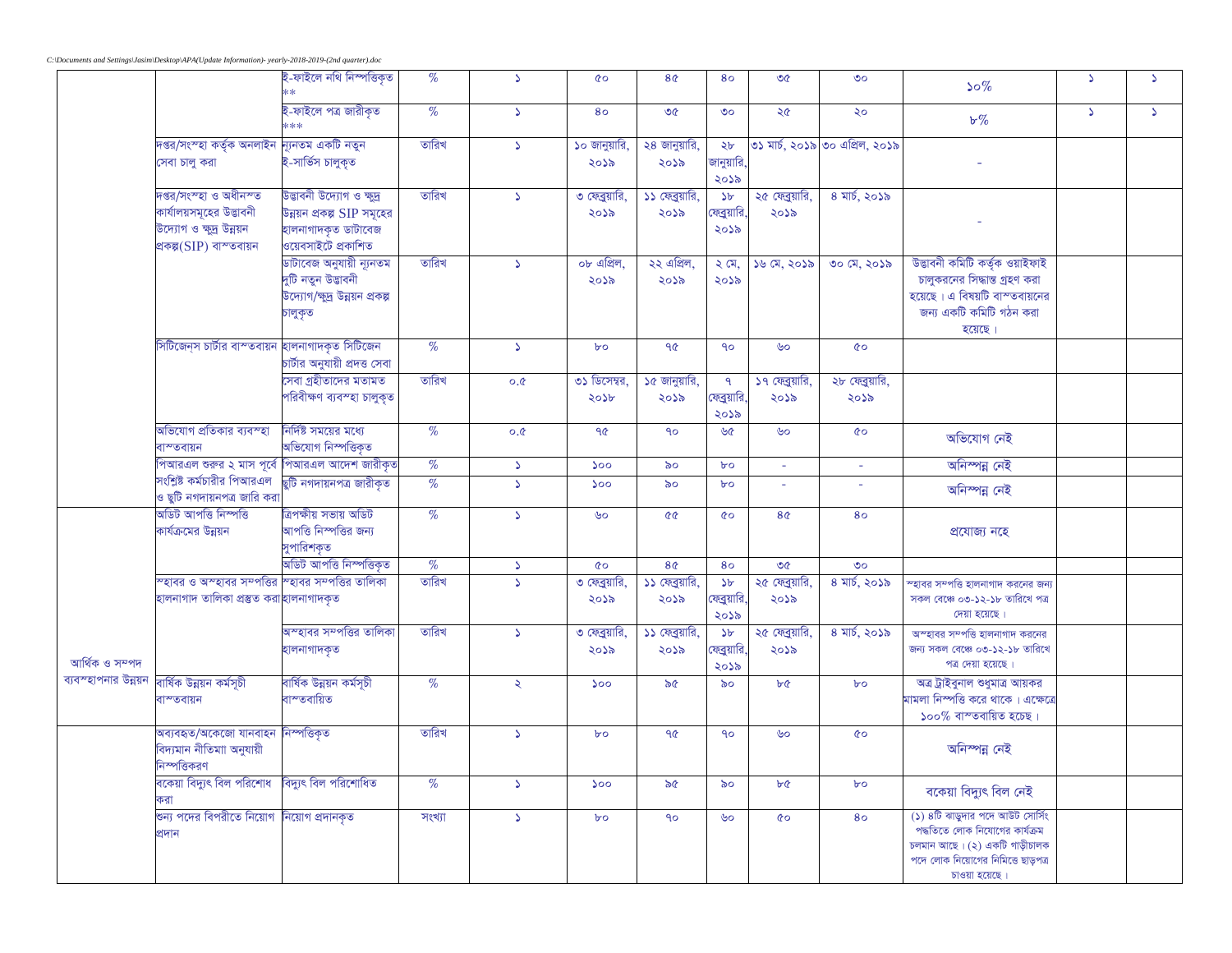|  |  | ই-ফাইলে নথি নিস্পত্তিকৃত ** | % | ১ | ৫০ | ৪৫ | ৪০ | ৩৫ | ৩০ | ১০% | ১ | ১ |
|---|---|---|---|---|---|---|---|---|---|---|---|---|
|  |  | ই-ফাইলে পত্র জারীকৃত *** | % | ১ | ৪০ | ৩৫ | ৩০ | ২৫ | ২০ | ৮% | ১ | ১ |
|  | দপ্তর/সংস্হা কর্তৃক অনলাইন সেবা চালু করা | ন্যূনতম একটি নতুন ই-সার্ভিস চালুকৃত | তারিখ | ১ | ১০ জানুয়ারি, ২০১৯ | ২৪ জানুয়ারি, ২০১৯ | ২৮ জানুয়ারি, ২০১৯ | ৩১ মার্চ, ২০১৯ | ৩০ এপ্রিল, ২০১৯ | - |  |  |
|  | দপ্তর/সংস্হা ও অধীনস্ত কার্যালয়সমূহের উদ্ভাবনী উদ্যোগ ও ক্ষুদ্র উন্নয়ন প্রকল্প(SIP) বাস্তবায়ন | উদ্ভাবনী উদ্যোগ ও ক্ষুদ্র উন্নয়ন প্রকল্প SIP সমূহের হালনাগাদকৃত ডাটাবেজ ওয়েবসাইটে প্রকাশিত | তারিখ | ১ | ৩ ফেব্রুয়ারি, ২০১৯ | ১১ ফেব্রুয়ারি, ২০১৯ | ১৮ ফেব্রুয়ারি, ২০১৯ | ২৫ ফেব্রুয়ারি, ২০১৯ | ৪ মার্চ, ২০১৯ | - |  |  |
|  |  | ডাটাবেজ অনুযায়ী ন্যূনতম দুটি নতুন উদ্ভাবনী উদ্যোগ/ক্ষুদ্র উন্নয়ন প্রকল্প চালুকৃত | তারিখ | ১ | ০৮ এপ্রিল, ২০১৯ | ২২ এপ্রিল, ২০১৯ | ২ মে, ২০১৯ | ১৬ মে, ২০১৯ | ৩০ মে, ২০১৯ | উদ্ভাবনী কমিটি কর্তৃক ওয়াইফাই চালুকরনের সিদ্ধান্ত গ্রহণ করা হয়েছে। এ বিষয়টি বাস্তবায়নের জন্য একটি কমিটি গঠন করা হয়েছে। |  |  |
|  | সিটিজেন্স চার্টার বাস্তবায়ন | হালনাগাদকৃত সিটিজেন চার্টার অনুযায়ী প্রদত্ত সেবা | % | ১ | ৮০ | ৭৫ | ৭০ | ৬০ | ৫০ |  |  |  |
|  |  | সেবা গ্রহীতাদের মতামত পরিবীক্ষণ ব্যবস্হা চালুকৃত | তারিখ | ০.৫ | ৩১ ডিসেম্বর, ২০১৮ | ১৫ জানুয়ারি, ২০১৯ | ৭ ফেব্রুয়ারি, ২০১৯ | ১৭ ফেব্রুয়ারি, ২০১৯ | ২৮ ফেব্রুয়ারি, ২০১৯ |  |  |  |
|  | অভিযোগ প্রতিকার ব্যবস্হা বাস্তবায়ন | নির্দিষ্ট সময়ের মধ্যে অভিযোগ নিস্পত্তিকৃত | % | ০.৫ | ৭৫ | ৭০ | ৬৫ | ৬০ | ৫০ | অভিযোগ নেই |  |  |
|  | পিআরএল শুরুর ২ মাস পূর্বে সংশ্লিষ্ট কর্মচারীর পিআরএল ও ছুটি নগদায়নপত্র জারি করা | পিআরএল আদেশ জারীকৃত | % | ১ | ১০০ | ৯০ | ৮০ | - | - | অনিস্পন্ন নেই |  |  |
|  |  | ছুটি নগদায়নপত্র জারীকৃত | % | ১ | ১০০ | ৯০ | ৮০ | - | - | অনিস্পন্ন নেই |  |  |
| আর্থিক ও সম্পদ ব্যবস্হাপনার উন্নয়ন | অডিট আপত্তি নিস্পত্তি কার্যক্রমের উন্নয়ন | ত্রিপক্ষীয় সভায় অডিট আপত্তি নিস্পত্তির জন্য সুপারিশকৃত | % | ১ | ৬০ | ৫৫ | ৫০ | ৪৫ | ৪০ | প্রযোজ্য নহে |  |  |
|  |  | অডিট আপত্তি নিস্পত্তিকৃত | % | ১ | ৫০ | ৪৫ | ৪০ | ৩৫ | ৩০ |  |  |  |
|  | স্হাবর ও অস্হাবর সম্পত্তির হালনাগাদ তালিকা প্রস্তত করা | স্হাবর সম্পত্তির তালিকা হালনাগাদকৃত | তারিখ | ১ | ৩ ফেব্রুয়ারি, ২০১৯ | ১১ ফেব্রুয়ারি, ২০১৯ | ১৮ ফেব্রুয়ারি, ২০১৯ | ২৫ ফেব্রুয়ারি, ২০১৯ | ৪ মার্চ, ২০১৯ | স্হাবর সম্পত্তি হালনাগাদ করনের জন্য সকল বেঞ্চে ০৩-১২-১৮ তারিখে পত্র দেয়া হয়েছে। |  |  |
|  |  | অস্হাবর সম্পত্তির তালিকা হালনাগাদকৃত | তারিখ | ১ | ৩ ফেব্রুয়ারি, ২০১৯ | ১১ ফেব্রুয়ারি, ২০১৯ | ১৮ ফেব্রুয়ারি, ২০১৯ | ২৫ ফেব্রুয়ারি, ২০১৯ | ৪ মার্চ, ২০১৯ | অস্হাবর সম্পত্তি হালনাগাদ করনের জন্য সকল বেঞ্চে ০৩-১২-১৮ তারিখে পত্র দেয়া হয়েছে। |  |  |
|  | বার্ষিক উন্নয়ন কর্মসূচী বাস্তবায়ন | বার্ষিক উন্নয়ন কর্মসূচী বাস্তবায়িত | % | ২ | ১০০ | ৯৫ | ৯০ | ৮৫ | ৮০ | অত্র ট্রাইবুনাল শুধুমাত্র আয়কর মামলা নিস্পত্তি করে থাকে। এক্ষেত্রে ১০০% বাস্তবায়িত হচেছ। |  |  |
|  | অব্যবহৃত/অকেজো যানবাহন বিদ্যমান নীতিমাা অনুযায়ী নিস্পত্তিকরণ | নিস্পত্তিকৃত | তারিখ | ১ | ৮০ | ৭৫ | ৭০ | ৬০ | ৫০ | অনিস্পন্ন নেই |  |  |
|  | বকেয়া বিদ্যুৎ বিল পরিশোধ করা | বিদ্যুৎ বিল পরিশোধিত | % | ১ | ১০০ | ৯৫ | ৯০ | ৮৫ | ৮০ | বকেয়া বিদ্যুৎ বিল নেই |  |  |
|  | শুন্য পদের বিপরীতে নিয়োগ প্রদান | নিয়োগ প্রদানকৃত | সংখ্যা | ১ | ৮০ | ৭০ | ৬০ | ৫০ | ৪০ | (১) ৪টি ঝাড়ুদার পদে আউট সোর্সিং পদ্ধতিতে লোক নিয়োগের কার্যক্রম চলমান আছে। (২) একটি গাড়ীচালক পদে লোক নিয়োগের নিমিত্তে ছাড়পত্র চাওয়া হয়েছে। |  |  |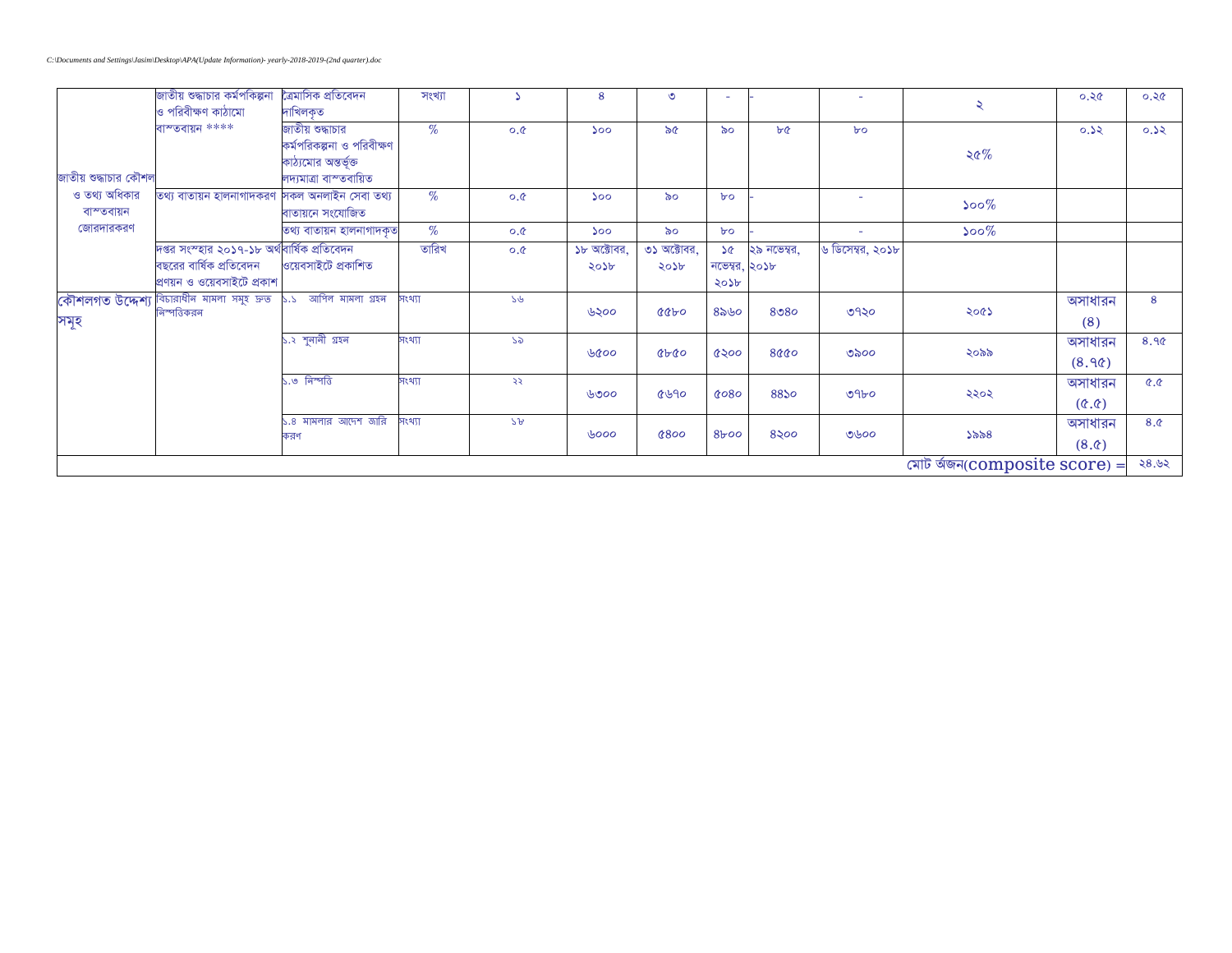C:\Documents and Settings\Jasim\Desktop\APA(Update Information)- yearly-2018-2019-(2nd quarter).doc

| | | | | | | | | | | | | |
|---|---|---|---|---|---|---|---|---|---|---|---|---|
| জাতীয় শুদ্ধাচার কৌশল ও তথ্য অধিকার বাস্তবায়ন জোরদারকরণ | জাতীয় শুদ্ধাচার কর্মপকিল্পনা ও পরিবীক্ষণ কাঠামো বাস্তবায়ন **** | ত্রৈমাসিক প্রতিবেদন দাখিলকৃত | সংখ্যা | ১ | ৪ | ৩ | - | - | - | ২ | ০.২৫ | ০.২৫ |
| | | জাতীয় শুদ্ধাচার কর্মপরিকল্পনা ও পরিবীক্ষণ কাঠামোর অন্তর্ভূক্ত লদ্যমাত্রা বাস্তবায়িত | % | ০.৫ | ১০০ | ৯৫ | ৯০ | ৮৫ | ৮০ | ২৫% | ০.১২ | ০.১২ |
| | তথ্য বাতায়ন হালনাগাদকরণ | সকল অনলাইন সেবা তথ্য বাতায়নে সংযোজিত | % | ০.৫ | ১০০ | ৯০ | ৮০ | - | - | ১০০% | | |
| | | তথ্য বাতায়ন হালনাগাদকৃত | % | ০.৫ | ১০০ | ৯০ | ৮০ | - | - | ১০০% | | |
| | দপ্তর সংস্হার ২০১৭-১৮ অর্থ বছরের বার্ষিক প্রতিবেদন প্রণয়ন ও ওয়েবসাইটে প্রকাশ | বার্ষিক প্রতিবেদন ওয়েবসাইটে প্রকাশিত | তারিখ | ০.৫ | ১৮ অক্টোবর, ২০১৮ | ৩১ অক্টোবর, ২০১৮ | ১৫ নভেম্বর, ২০১৮ | ২৯ নভেম্বর, ২০১৮ | ৬ ডিসেম্বর, ২০১৮ | | | |
| কৌশলগত উদ্দেশ্য সমূহ | বিচারাধীন মামলা সমূহ দ্রুত নিস্পত্তিকরন | ১.১ আপিল মামলা গ্রহন | সংখ্যা | ১৬ | ৬২০০ | ৫৫৮০ | ৪৯৬০ | ৪৩৪০ | ৩৭২০ | ২০৫১ | অসাধারন (৪) | ৪ |
| | | ১.২ শুনানী গ্রহন | সংখ্যা | ১৯ | ৬৫০০ | ৫৮৫০ | ৫২০০ | ৪৫৫০ | ৩৯০০ | ২০৯৯ | অসাধারন (৪.৭৫) | ৪.৭৫ |
| | | ১.৩ নিস্পত্তি | সংখ্যা | ২২ | ৬৩০০ | ৫৬৭০ | ৫০৪০ | ৪৪১০ | ৩৭৮০ | ২২০২ | অসাধারন (৫.৫) | ৫.৫ |
| | | ১.৪ মামলার আদেশ জারি করণ | সংখ্যা | ১৮ | ৬০০০ | ৫৪০০ | ৪৮০০ | ৪২০০ | ৩৬০০ | ১৯৯৪ | অসাধারন (৪.৫) | ৪.৫ |
| | | | | | | | | | | | মোট অর্জন(composite score) = | ২৪.৬২ |